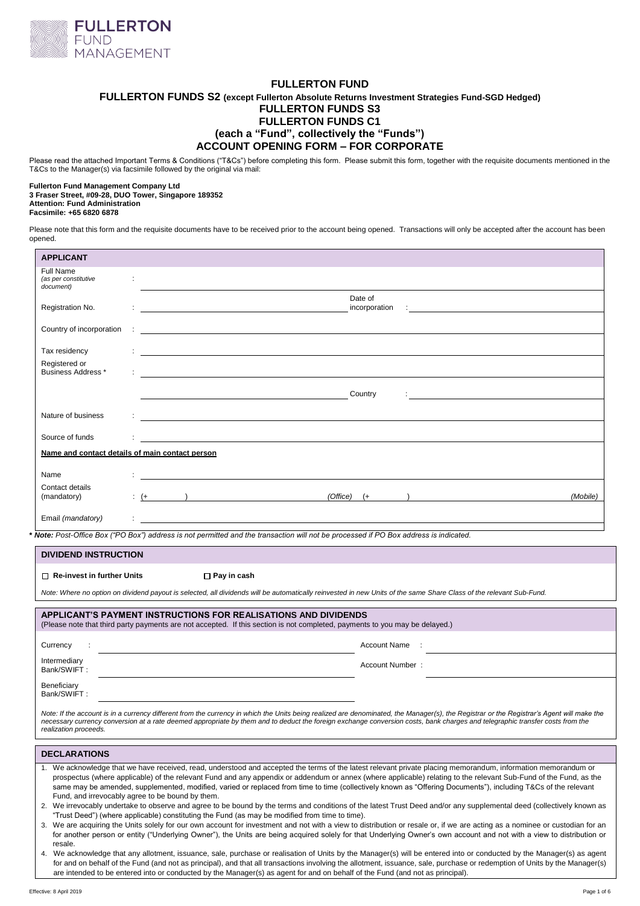FULLERTON FUND MANAGEMENT

# FULLERTON FUND
## FULLERTON FUNDS S2 (except Fullerton Absolute Returns Investment Strategies Fund-SGD Hedged)
## FULLERTON FUNDS S3
## FULLERTON FUNDS C1
## (each a "Fund", collectively the "Funds")
## ACCOUNT OPENING FORM – FOR CORPORATE

Please read the attached Important Terms & Conditions ("T&Cs") before completing this form. Please submit this form, together with the requisite documents mentioned in the T&Cs to the Manager(s) via facsimile followed by the original via mail:

**Fullerton Fund Management Company Ltd**
**3 Fraser Street, #09-28, DUO Tower, Singapore 189352**
**Attention: Fund Administration**
**Facsimile: +65 6820 6878**

Please note that this form and the requisite documents have to be received prior to the account being opened. Transactions will only be accepted after the account has been opened.

### APPLICANT

| | | | |
|---|---|---|---|
| Full Name *(as per constitutive document)* | : | | |
| Registration No. | : | Date of incorporation | : |
| Country of incorporation | : | | |
| Tax residency | : | | |
| Registered or Business Address * | : | | |
| | | Country | : |
| Nature of business | : | | |
| Source of funds | : | | |

**Name and contact details of main contact person**

| | | | |
|---|---|---|---|
| Name | : | | |
| Contact details (mandatory) | : (+ ) | *(Office)* (+ ) | *(Mobile)* |
| Email *(mandatory)* | : | | |

*** Note:** *Post-Office Box ("PO Box") address is not permitted and the transaction will not be processed if PO Box address is indicated.*

### DIVIDEND INSTRUCTION

☐ **Re-invest in further Units** ☐ **Pay in cash**

*Note: Where no option on dividend payout is selected, all dividends will be automatically reinvested in new Units of the same Share Class of the relevant Sub-Fund.*

### APPLICANT'S PAYMENT INSTRUCTIONS FOR REALISATIONS AND DIVIDENDS

(Please note that third party payments are not accepted. If this section is not completed, payments to you may be delayed.)

| | | | |
|---|---|---|---|
| Currency : | | Account Name : | |
| Intermediary Bank/SWIFT : | | Account Number : | |
| Beneficiary Bank/SWIFT : | | | |

*Note: If the account is in a currency different from the currency in which the Units being realized are denominated, the Manager(s), the Registrar or the Registrar's Agent will make the necessary currency conversion at a rate deemed appropriate by them and to deduct the foreign exchange conversion costs, bank charges and telegraphic transfer costs from the realization proceeds.*

### DECLARATIONS

1. We acknowledge that we have received, read, understood and accepted the terms of the latest relevant private placing memorandum, information memorandum or prospectus (where applicable) of the relevant Fund and any appendix or addendum or annex (where applicable) relating to the relevant Sub-Fund of the Fund, as the same may be amended, supplemented, modified, varied or replaced from time to time (collectively known as "Offering Documents"), including T&Cs of the relevant Fund, and irrevocably agree to be bound by them.
2. We irrevocably undertake to observe and agree to be bound by the terms and conditions of the latest Trust Deed and/or any supplemental deed (collectively known as "Trust Deed") (where applicable) constituting the Fund (as may be modified from time to time).
3. We are acquiring the Units solely for our own account for investment and not with a view to distribution or resale or, if we are acting as a nominee or custodian for an for another person or entity ("Underlying Owner"), the Units are being acquired solely for that Underlying Owner's own account and not with a view to distribution or resale.
4. We acknowledge that any allotment, issuance, sale, purchase or realisation of Units by the Manager(s) will be entered into or conducted by the Manager(s) as agent for and on behalf of the Fund (and not as principal), and that all transactions involving the allotment, issuance, sale, purchase or redemption of Units by the Manager(s) are intended to be entered into or conducted by the Manager(s) as agent for and on behalf of the Fund (and not as principal).

Effective: 8 April 2019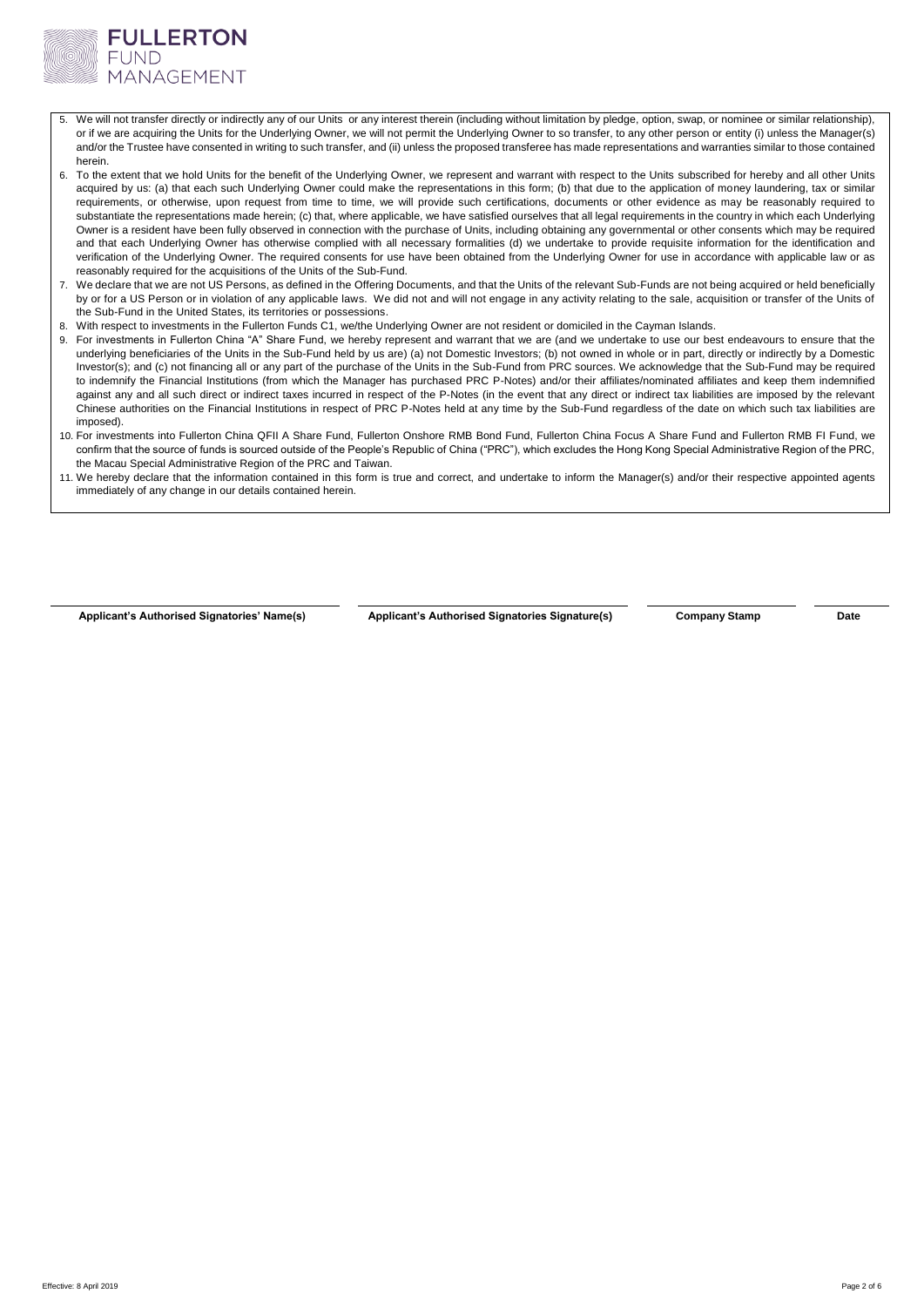5. We will not transfer directly or indirectly any of our Units or any interest therein (including without limitation by pledge, option, swap, or nominee or similar relationship), or if we are acquiring the Units for the Underlying Owner, we will not permit the Underlying Owner to so transfer, to any other person or entity (i) unless the Manager(s) and/or the Trustee have consented in writing to such transfer, and (ii) unless the proposed transferee has made representations and warranties similar to those contained herein.
6. To the extent that we hold Units for the benefit of the Underlying Owner, we represent and warrant with respect to the Units subscribed for hereby and all other Units acquired by us: (a) that each such Underlying Owner could make the representations in this form; (b) that due to the application of money laundering, tax or similar requirements, or otherwise, upon request from time to time, we will provide such certifications, documents or other evidence as may be reasonably required to substantiate the representations made herein; (c) that, where applicable, we have satisfied ourselves that all legal requirements in the country in which each Underlying Owner is a resident have been fully observed in connection with the purchase of Units, including obtaining any governmental or other consents which may be required and that each Underlying Owner has otherwise complied with all necessary formalities (d) we undertake to provide requisite information for the identification and verification of the Underlying Owner. The required consents for use have been obtained from the Underlying Owner for use in accordance with applicable law or as reasonably required for the acquisitions of the Units of the Sub-Fund.
7. We declare that we are not US Persons, as defined in the Offering Documents, and that the Units of the relevant Sub-Funds are not being acquired or held beneficially by or for a US Person or in violation of any applicable laws. We did not and will not engage in any activity relating to the sale, acquisition or transfer of the Units of the Sub-Fund in the United States, its territories or possessions.
8. With respect to investments in the Fullerton Funds C1, we/the Underlying Owner are not resident or domiciled in the Cayman Islands.
9. For investments in Fullerton China "A" Share Fund, we hereby represent and warrant that we are (and we undertake to use our best endeavours to ensure that the underlying beneficiaries of the Units in the Sub-Fund held by us are) (a) not Domestic Investors; (b) not owned in whole or in part, directly or indirectly by a Domestic Investor(s); and (c) not financing all or any part of the purchase of the Units in the Sub-Fund from PRC sources. We acknowledge that the Sub-Fund may be required to indemnify the Financial Institutions (from which the Manager has purchased PRC P-Notes) and/or their affiliates/nominated affiliates and keep them indemnified against any and all such direct or indirect taxes incurred in respect of the P-Notes (in the event that any direct or indirect tax liabilities are imposed by the relevant Chinese authorities on the Financial Institutions in respect of PRC P-Notes held at any time by the Sub-Fund regardless of the date on which such tax liabilities are imposed).
10. For investments into Fullerton China QFII A Share Fund, Fullerton Onshore RMB Bond Fund, Fullerton China Focus A Share Fund and Fullerton RMB FI Fund, we confirm that the source of funds is sourced outside of the People's Republic of China ("PRC"), which excludes the Hong Kong Special Administrative Region of the PRC, the Macau Special Administrative Region of the PRC and Taiwan.
11. We hereby declare that the information contained in this form is true and correct, and undertake to inform the Manager(s) and/or their respective appointed agents immediately of any change in our details contained herein.

| **Applicant's Authorised Signatories' Name(s)** | **Applicant's Authorised Signatories Signature(s)** | **Company Stamp** | **Date** |
|---|---|---|---|
| | | | |

Effective: 8 April 2019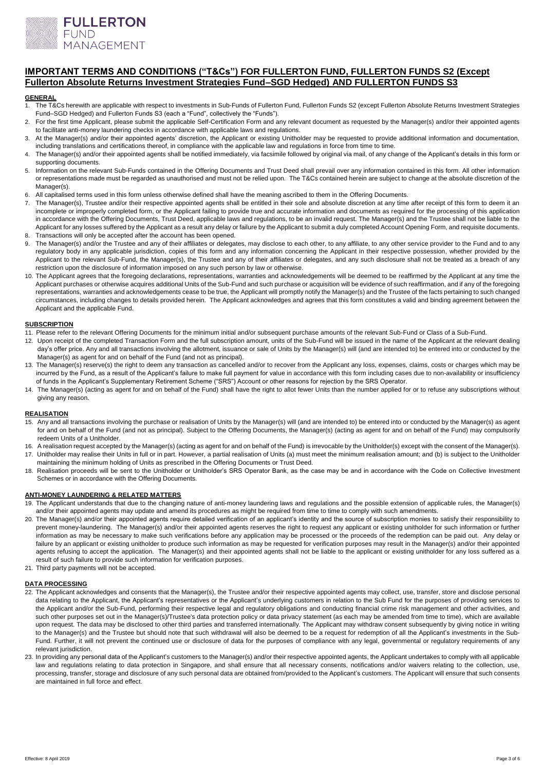# IMPORTANT TERMS AND CONDITIONS ("T&Cs") FOR FULLERTON FUND, FULLERTON FUNDS S2 (Except Fullerton Absolute Returns Investment Strategies Fund–SGD Hedged) AND FULLERTON FUNDS S3

## GENERAL

1. The T&Cs herewith are applicable with respect to investments in Sub-Funds of Fullerton Fund, Fullerton Funds S2 (except Fullerton Absolute Returns Investment Strategies Fund–SGD Hedged) and Fullerton Funds S3 (each a "Fund", collectively the "Funds").
2. For the first time Applicant, please submit the applicable Self-Certification Form and any relevant document as requested by the Manager(s) and/or their appointed agents to facilitate anti-money laundering checks in accordance with applicable laws and regulations.
3. At the Manager(s) and/or their appointed agents' discretion, the Applicant or existing Unitholder may be requested to provide additional information and documentation, including translations and certifications thereof, in compliance with the applicable law and regulations in force from time to time.
4. The Manager(s) and/or their appointed agents shall be notified immediately, via facsimile followed by original via mail, of any change of the Applicant's details in this form or supporting documents.
5. Information on the relevant Sub-Funds contained in the Offering Documents and Trust Deed shall prevail over any information contained in this form. All other information or representations made must be regarded as unauthorised and must not be relied upon. The T&Cs contained herein are subject to change at the absolute discretion of the Manager(s).
6. All capitalised terms used in this form unless otherwise defined shall have the meaning ascribed to them in the Offering Documents.
7. The Manager(s), Trustee and/or their respective appointed agents shall be entitled in their sole and absolute discretion at any time after receipt of this form to deem it an incomplete or improperly completed form, or the Applicant failing to provide true and accurate information and documents as required for the processing of this application in accordance with the Offering Documents, Trust Deed, applicable laws and regulations, to be an invalid request. The Manager(s) and the Trustee shall not be liable to the Applicant for any losses suffered by the Applicant as a result any delay or failure by the Applicant to submit a duly completed Account Opening Form, and requisite documents.
8. Transactions will only be accepted after the account has been opened.
9. The Manager(s) and/or the Trustee and any of their affiliates or delegates, may disclose to each other, to any affiliate, to any other service provider to the Fund and to any regulatory body in any applicable jurisdiction, copies of this form and any information concerning the Applicant in their respective possession, whether provided by the Applicant to the relevant Sub-Fund, the Manager(s), the Trustee and any of their affiliates or delegates, and any such disclosure shall not be treated as a breach of any restriction upon the disclosure of information imposed on any such person by law or otherwise.
10. The Applicant agrees that the foregoing declarations, representations, warranties and acknowledgements will be deemed to be reaffirmed by the Applicant at any time the Applicant purchases or otherwise acquires additional Units of the Sub-Fund and such purchase or acquisition will be evidence of such reaffirmation, and if any of the foregoing representations, warranties and acknowledgements cease to be true, the Applicant will promptly notify the Manager(s) and the Trustee of the facts pertaining to such changed circumstances, including changes to details provided herein. The Applicant acknowledges and agrees that this form constitutes a valid and binding agreement between the Applicant and the applicable Fund.

## SUBSCRIPTION

11. Please refer to the relevant Offering Documents for the minimum initial and/or subsequent purchase amounts of the relevant Sub-Fund or Class of a Sub-Fund.
12. Upon receipt of the completed Transaction Form and the full subscription amount, units of the Sub-Fund will be issued in the name of the Applicant at the relevant dealing day's offer price. Any and all transactions involving the allotment, issuance or sale of Units by the Manager(s) will (and are intended to) be entered into or conducted by the Manager(s) as agent for and on behalf of the Fund (and not as principal).
13. The Manager(s) reserve(s) the right to deem any transaction as cancelled and/or to recover from the Applicant any loss, expenses, claims, costs or charges which may be incurred by the Fund, as a result of the Applicant's failure to make full payment for value in accordance with this form including cases due to non-availability or insufficiency of funds in the Applicant's Supplementary Retirement Scheme ("SRS") Account or other reasons for rejection by the SRS Operator.
14. The Manager(s) (acting as agent for and on behalf of the Fund) shall have the right to allot fewer Units than the number applied for or to refuse any subscriptions without giving any reason.

## REALISATION

15. Any and all transactions involving the purchase or realisation of Units by the Manager(s) will (and are intended to) be entered into or conducted by the Manager(s) as agent for and on behalf of the Fund (and not as principal). Subject to the Offering Documents, the Manager(s) (acting as agent for and on behalf of the Fund) may compulsorily redeem Units of a Unitholder.
16. A realisation request accepted by the Manager(s) (acting as agent for and on behalf of the Fund) is irrevocable by the Unitholder(s) except with the consent of the Manager(s).
17. Unitholder may realise their Units in full or in part. However, a partial realisation of Units (a) must meet the minimum realisation amount; and (b) is subject to the Unitholder maintaining the minimum holding of Units as prescribed in the Offering Documents or Trust Deed.
18. Realisation proceeds will be sent to the Unitholder or Unitholder's SRS Operator Bank, as the case may be and in accordance with the Code on Collective Investment Schemes or in accordance with the Offering Documents.

## ANTI-MONEY LAUNDERING & RELATED MATTERS

19. The Applicant understands that due to the changing nature of anti-money laundering laws and regulations and the possible extension of applicable rules, the Manager(s) and/or their appointed agents may update and amend its procedures as might be required from time to time to comply with such amendments.
20. The Manager(s) and/or their appointed agents require detailed verification of an applicant's identity and the source of subscription monies to satisfy their responsibility to prevent money-laundering. The Manager(s) and/or their appointed agents reserves the right to request any applicant or existing unitholder for such information or further information as may be necessary to make such verifications before any application may be processed or the proceeds of the redemption can be paid out. Any delay or failure by an applicant or existing unitholder to produce such information as may be requested for verification purposes may result in the Manager(s) and/or their appointed agents refusing to accept the application. The Manager(s) and their appointed agents shall not be liable to the applicant or existing unitholder for any loss suffered as a result of such failure to provide such information for verification purposes.
21. Third party payments will not be accepted.

## DATA PROCESSING

22. The Applicant acknowledges and consents that the Manager(s), the Trustee and/or their respective appointed agents may collect, use, transfer, store and disclose personal data relating to the Applicant, the Applicant's representatives or the Applicant's underlying customers in relation to the Sub Fund for the purposes of providing services to the Applicant and/or the Sub-Fund, performing their respective legal and regulatory obligations and conducting financial crime risk management and other activities, and such other purposes set out in the Manager(s)/Trustee's data protection policy or data privacy statement (as each may be amended from time to time), which are available upon request. The data may be disclosed to other third parties and transferred internationally. The Applicant may withdraw consent subsequently by giving notice in writing to the Manager(s) and the Trustee but should note that such withdrawal will also be deemed to be a request for redemption of all the Applicant's investments in the Sub-Fund. Further, it will not prevent the continued use or disclosure of data for the purposes of compliance with any legal, governmental or regulatory requirements of any relevant jurisdiction.
23. In providing any personal data of the Applicant's customers to the Manager(s) and/or their respective appointed agents, the Applicant undertakes to comply with all applicable law and regulations relating to data protection in Singapore, and shall ensure that all necessary consents, notifications and/or waivers relating to the collection, use, processing, transfer, storage and disclosure of any such personal data are obtained from/provided to the Applicant's customers. The Applicant will ensure that such consents are maintained in full force and effect.

Effective: 8 April 2019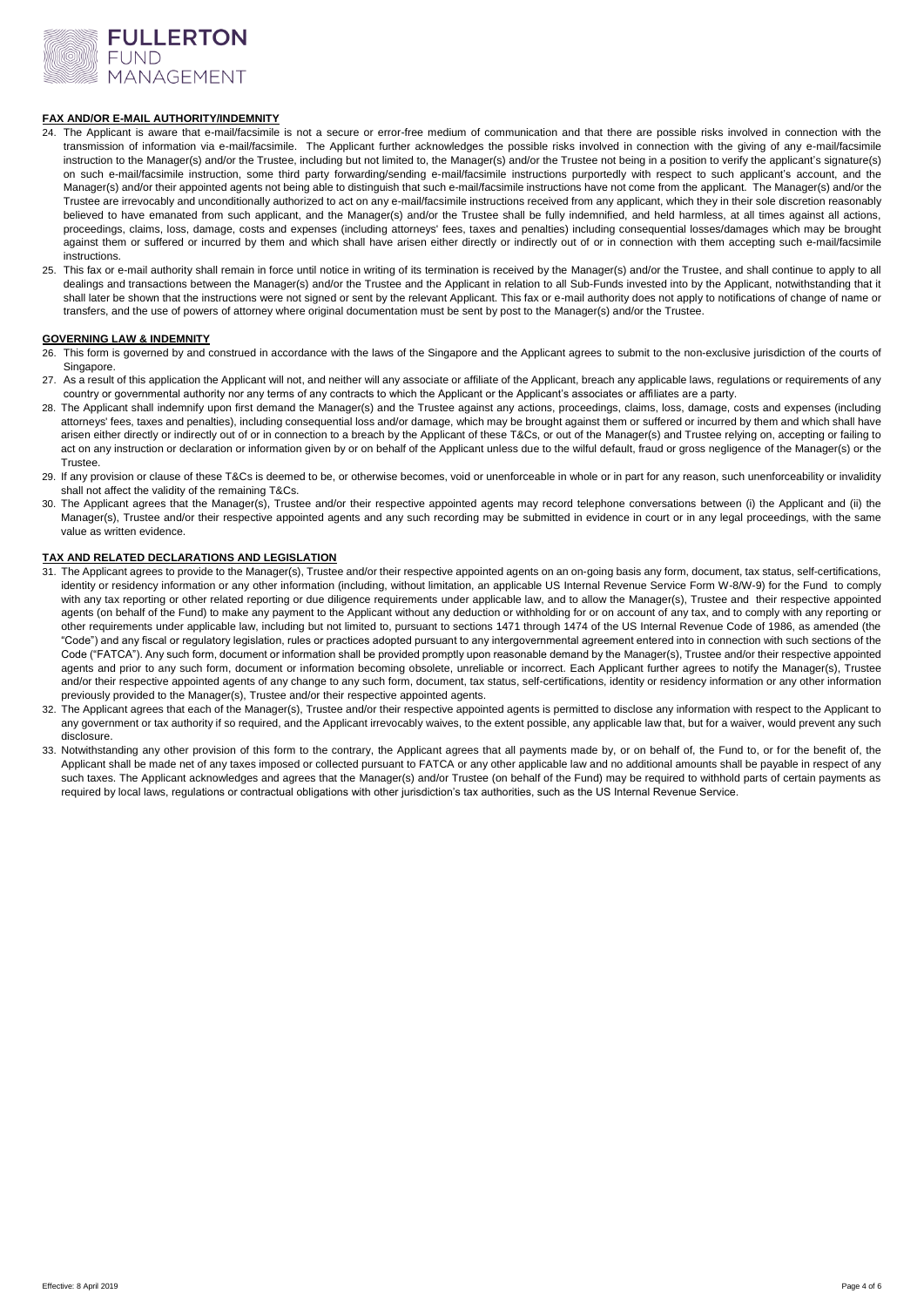## FAX AND/OR E-MAIL AUTHORITY/INDEMNITY

24. The Applicant is aware that e-mail/facsimile is not a secure or error-free medium of communication and that there are possible risks involved in connection with the transmission of information via e-mail/facsimile. The Applicant further acknowledges the possible risks involved in connection with the giving of any e-mail/facsimile instruction to the Manager(s) and/or the Trustee, including but not limited to, the Manager(s) and/or the Trustee not being in a position to verify the applicant's signature(s) on such e-mail/facsimile instruction, some third party forwarding/sending e-mail/facsimile instructions purportedly with respect to such applicant's account, and the Manager(s) and/or their appointed agents not being able to distinguish that such e-mail/facsimile instructions have not come from the applicant. The Manager(s) and/or the Trustee are irrevocably and unconditionally authorized to act on any e-mail/facsimile instructions received from any applicant, which they in their sole discretion reasonably believed to have emanated from such applicant, and the Manager(s) and/or the Trustee shall be fully indemnified, and held harmless, at all times against all actions, proceedings, claims, loss, damage, costs and expenses (including attorneys' fees, taxes and penalties) including consequential losses/damages which may be brought against them or suffered or incurred by them and which shall have arisen either directly or indirectly out of or in connection with them accepting such e-mail/facsimile instructions.
25. This fax or e-mail authority shall remain in force until notice in writing of its termination is received by the Manager(s) and/or the Trustee, and shall continue to apply to all dealings and transactions between the Manager(s) and/or the Trustee and the Applicant in relation to all Sub-Funds invested into by the Applicant, notwithstanding that it shall later be shown that the instructions were not signed or sent by the relevant Applicant. This fax or e-mail authority does not apply to notifications of change of name or transfers, and the use of powers of attorney where original documentation must be sent by post to the Manager(s) and/or the Trustee.

## GOVERNING LAW & INDEMNITY

26. This form is governed by and construed in accordance with the laws of the Singapore and the Applicant agrees to submit to the non-exclusive jurisdiction of the courts of Singapore.
27. As a result of this application the Applicant will not, and neither will any associate or affiliate of the Applicant, breach any applicable laws, regulations or requirements of any country or governmental authority nor any terms of any contracts to which the Applicant or the Applicant's associates or affiliates are a party.
28. The Applicant shall indemnify upon first demand the Manager(s) and the Trustee against any actions, proceedings, claims, loss, damage, costs and expenses (including attorneys' fees, taxes and penalties), including consequential loss and/or damage, which may be brought against them or suffered or incurred by them and which shall have arisen either directly or indirectly out of or in connection to a breach by the Applicant of these T&Cs, or out of the Manager(s) and Trustee relying on, accepting or failing to act on any instruction or declaration or information given by or on behalf of the Applicant unless due to the wilful default, fraud or gross negligence of the Manager(s) or the Trustee.
29. If any provision or clause of these T&Cs is deemed to be, or otherwise becomes, void or unenforceable in whole or in part for any reason, such unenforceability or invalidity shall not affect the validity of the remaining T&Cs.
30. The Applicant agrees that the Manager(s), Trustee and/or their respective appointed agents may record telephone conversations between (i) the Applicant and (ii) the Manager(s), Trustee and/or their respective appointed agents and any such recording may be submitted in evidence in court or in any legal proceedings, with the same value as written evidence.

## TAX AND RELATED DECLARATIONS AND LEGISLATION

31. The Applicant agrees to provide to the Manager(s), Trustee and/or their respective appointed agents on an on-going basis any form, document, tax status, self-certifications, identity or residency information or any other information (including, without limitation, an applicable US Internal Revenue Service Form W-8/W-9) for the Fund to comply with any tax reporting or other related reporting or due diligence requirements under applicable law, and to allow the Manager(s), Trustee and their respective appointed agents (on behalf of the Fund) to make any payment to the Applicant without any deduction or withholding for or on account of any tax, and to comply with any reporting or other requirements under applicable law, including but not limited to, pursuant to sections 1471 through 1474 of the US Internal Revenue Code of 1986, as amended (the "Code") and any fiscal or regulatory legislation, rules or practices adopted pursuant to any intergovernmental agreement entered into in connection with such sections of the Code ("FATCA"). Any such form, document or information shall be provided promptly upon reasonable demand by the Manager(s), Trustee and/or their respective appointed agents and prior to any such form, document or information becoming obsolete, unreliable or incorrect. Each Applicant further agrees to notify the Manager(s), Trustee and/or their respective appointed agents of any change to any such form, document, tax status, self-certifications, identity or residency information or any other information previously provided to the Manager(s), Trustee and/or their respective appointed agents.
32. The Applicant agrees that each of the Manager(s), Trustee and/or their respective appointed agents is permitted to disclose any information with respect to the Applicant to any government or tax authority if so required, and the Applicant irrevocably waives, to the extent possible, any applicable law that, but for a waiver, would prevent any such disclosure.
33. Notwithstanding any other provision of this form to the contrary, the Applicant agrees that all payments made by, or on behalf of, the Fund to, or for the benefit of, the Applicant shall be made net of any taxes imposed or collected pursuant to FATCA or any other applicable law and no additional amounts shall be payable in respect of any such taxes. The Applicant acknowledges and agrees that the Manager(s) and/or Trustee (on behalf of the Fund) may be required to withhold parts of certain payments as required by local laws, regulations or contractual obligations with other jurisdiction's tax authorities, such as the US Internal Revenue Service.

Effective: 8 April 2019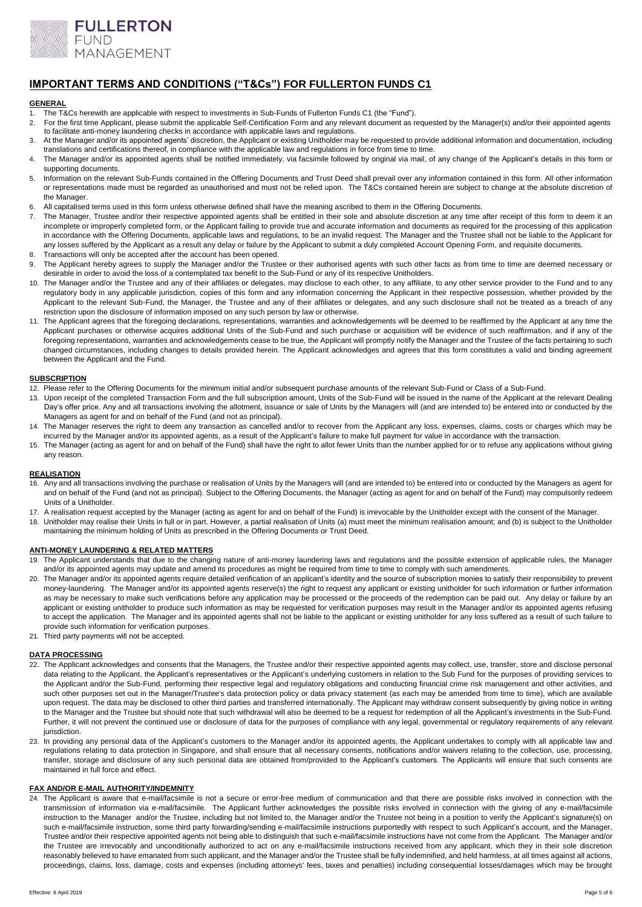FULLERTON FUND MANAGEMENT

# IMPORTANT TERMS AND CONDITIONS ("T&Cs") FOR FULLERTON FUNDS C1

## GENERAL

1. The T&Cs herewith are applicable with respect to investments in Sub-Funds of Fullerton Funds C1 (the "Fund").
2. For the first time Applicant, please submit the applicable Self-Certification Form and any relevant document as requested by the Manager(s) and/or their appointed agents to facilitate anti-money laundering checks in accordance with applicable laws and regulations.
3. At the Manager and/or its appointed agents' discretion, the Applicant or existing Unitholder may be requested to provide additional information and documentation, including translations and certifications thereof, in compliance with the applicable law and regulations in force from time to time.
4. The Manager and/or its appointed agents shall be notified immediately, via facsimile followed by original via mail, of any change of the Applicant's details in this form or supporting documents.
5. Information on the relevant Sub-Funds contained in the Offering Documents and Trust Deed shall prevail over any information contained in this form. All other information or representations made must be regarded as unauthorised and must not be relied upon. The T&Cs contained herein are subject to change at the absolute discretion of the Manager.
6. All capitalised terms used in this form unless otherwise defined shall have the meaning ascribed to them in the Offering Documents.
7. The Manager, Trustee and/or their respective appointed agents shall be entitled in their sole and absolute discretion at any time after receipt of this form to deem it an incomplete or improperly completed form, or the Applicant failing to provide true and accurate information and documents as required for the processing of this application in accordance with the Offering Documents, applicable laws and regulations, to be an invalid request. The Manager and the Trustee shall not be liable to the Applicant for any losses suffered by the Applicant as a result any delay or failure by the Applicant to submit a duly completed Account Opening Form, and requisite documents.
8. Transactions will only be accepted after the account has been opened.
9. The Applicant hereby agrees to supply the Manager and/or the Trustee or their authorised agents with such other facts as from time to time are deemed necessary or desirable in order to avoid the loss of a contemplated tax benefit to the Sub-Fund or any of its respective Unitholders.
10. The Manager and/or the Trustee and any of their affiliates or delegates, may disclose to each other, to any affiliate, to any other service provider to the Fund and to any regulatory body in any applicable jurisdiction, copies of this form and any information concerning the Applicant in their respective possession, whether provided by the Applicant to the relevant Sub-Fund, the Manager, the Trustee and any of their affiliates or delegates, and any such disclosure shall not be treated as a breach of any restriction upon the disclosure of information imposed on any such person by law or otherwise.
11. The Applicant agrees that the foregoing declarations, representations, warranties and acknowledgements will be deemed to be reaffirmed by the Applicant at any time the Applicant purchases or otherwise acquires additional Units of the Sub-Fund and such purchase or acquisition will be evidence of such reaffirmation, and if any of the foregoing representations, warranties and acknowledgements cease to be true, the Applicant will promptly notify the Manager and the Trustee of the facts pertaining to such changed circumstances, including changes to details provided herein. The Applicant acknowledges and agrees that this form constitutes a valid and binding agreement between the Applicant and the Fund.

## SUBSCRIPTION

12. Please refer to the Offering Documents for the minimum initial and/or subsequent purchase amounts of the relevant Sub-Fund or Class of a Sub-Fund.
13. Upon receipt of the completed Transaction Form and the full subscription amount, Units of the Sub-Fund will be issued in the name of the Applicant at the relevant Dealing Day's offer price. Any and all transactions involving the allotment, issuance or sale of Units by the Managers will (and are intended to) be entered into or conducted by the Managers as agent for and on behalf of the Fund (and not as principal).
14. The Manager reserves the right to deem any transaction as cancelled and/or to recover from the Applicant any loss, expenses, claims, costs or charges which may be incurred by the Manager and/or its appointed agents, as a result of the Applicant's failure to make full payment for value in accordance with the transaction.
15. The Manager (acting as agent for and on behalf of the Fund) shall have the right to allot fewer Units than the number applied for or to refuse any applications without giving any reason.

## REALISATION

16. Any and all transactions involving the purchase or realisation of Units by the Managers will (and are intended to) be entered into or conducted by the Managers as agent for and on behalf of the Fund (and not as principal). Subject to the Offering Documents, the Manager (acting as agent for and on behalf of the Fund) may compulsorily redeem Units of a Unitholder.
17. A realisation request accepted by the Manager (acting as agent for and on behalf of the Fund) is irrevocable by the Unitholder except with the consent of the Manager.
18. Unitholder may realise their Units in full or in part. However, a partial realisation of Units (a) must meet the minimum realisation amount; and (b) is subject to the Unitholder maintaining the minimum holding of Units as prescribed in the Offering Documents or Trust Deed.

## ANTI-MONEY LAUNDERING & RELATED MATTERS

19. The Applicant understands that due to the changing nature of anti-money laundering laws and regulations and the possible extension of applicable rules, the Manager and/or its appointed agents may update and amend its procedures as might be required from time to time to comply with such amendments.
20. The Manager and/or its appointed agents require detailed verification of an applicant's identity and the source of subscription monies to satisfy their responsibility to prevent money-laundering. The Manager and/or its appointed agents reserve(s) the right to request any applicant or existing unitholder for such information or further information as may be necessary to make such verifications before any application may be processed or the proceeds of the redemption can be paid out. Any delay or failure by an applicant or existing unitholder to produce such information as may be requested for verification purposes may result in the Manager and/or its appointed agents refusing to accept the application. The Manager and its appointed agents shall not be liable to the applicant or existing unitholder for any loss suffered as a result of such failure to provide such information for verification purposes.
21. Third party payments will not be accepted.

## DATA PROCESSING

22. The Applicant acknowledges and consents that the Managers, the Trustee and/or their respective appointed agents may collect, use, transfer, store and disclose personal data relating to the Applicant, the Applicant's representatives or the Applicant's underlying customers in relation to the Sub Fund for the purposes of providing services to the Applicant and/or the Sub-Fund, performing their respective legal and regulatory obligations and conducting financial crime risk management and other activities, and such other purposes set out in the Manager/Trustee's data protection policy or data privacy statement (as each may be amended from time to time), which are available upon request. The data may be disclosed to other third parties and transferred internationally. The Applicant may withdraw consent subsequently by giving notice in writing to the Manager and the Trustee but should note that such withdrawal will also be deemed to be a request for redemption of all the Applicant's investments in the Sub-Fund. Further, it will not prevent the continued use or disclosure of data for the purposes of compliance with any legal, governmental or regulatory requirements of any relevant jurisdiction.
23. In providing any personal data of the Applicant's customers to the Manager and/or its appointed agents, the Applicant undertakes to comply with all applicable law and regulations relating to data protection in Singapore, and shall ensure that all necessary consents, notifications and/or waivers relating to the collection, use, processing, transfer, storage and disclosure of any such personal data are obtained from/provided to the Applicant's customers. The Applicants will ensure that such consents are maintained in full force and effect.

## FAX AND/OR E-MAIL AUTHORITY/INDEMNITY

24. The Applicant is aware that e-mail/facsimile is not a secure or error-free medium of communication and that there are possible risks involved in connection with the transmission of information via e-mail/facsimile. The Applicant further acknowledges the possible risks involved in connection with the giving of any e-mail/facsimile instruction to the Manager and/or the Trustee, including but not limited to, the Manager and/or the Trustee not being in a position to verify the Applicant's signature(s) on such e-mail/facsimile instruction, some third party forwarding/sending e-mail/facsimile instructions purportedly with respect to such Applicant's account, and the Manager, Trustee and/or their respective appointed agents not being able to distinguish that such e-mail/facsimile instructions have not come from the Applicant. The Manager and/or the Trustee are irrevocably and unconditionally authorized to act on any e-mail/facsimile instructions received from any applicant, which they in their sole discretion reasonably believed to have emanated from such applicant, and the Manager and/or the Trustee shall be fully indemnified, and held harmless, at all times against all actions, proceedings, claims, loss, damage, costs and expenses (including attorneys' fees, taxes and penalties) including consequential losses/damages which may be brought

Effective: 8 April 2019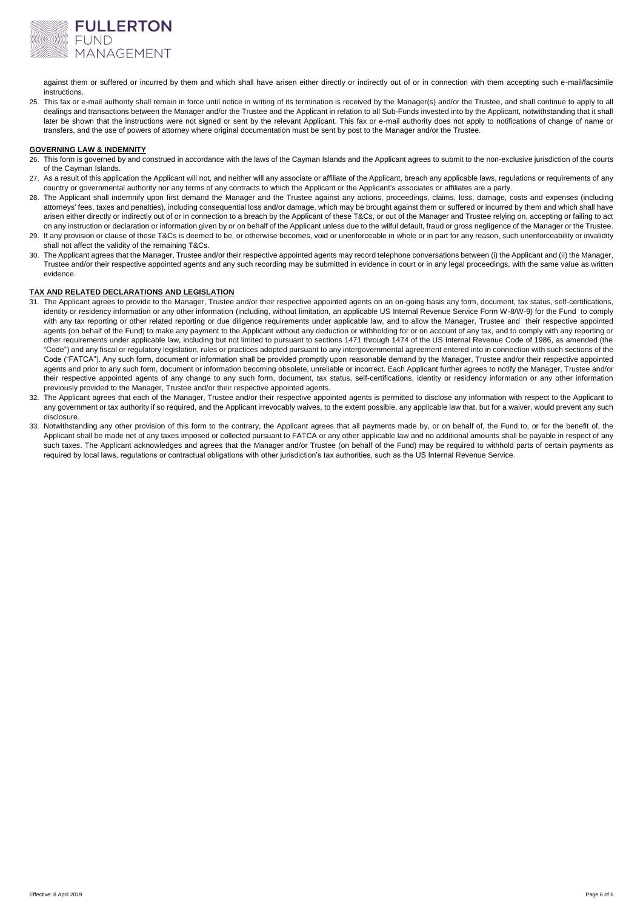against them or suffered or incurred by them and which shall have arisen either directly or indirectly out of or in connection with them accepting such e-mail/facsimile instructions.

25. This fax or e-mail authority shall remain in force until notice in writing of its termination is received by the Manager(s) and/or the Trustee, and shall continue to apply to all dealings and transactions between the Manager and/or the Trustee and the Applicant in relation to all Sub-Funds invested into by the Applicant, notwithstanding that it shall later be shown that the instructions were not signed or sent by the relevant Applicant. This fax or e-mail authority does not apply to notifications of change of name or transfers, and the use of powers of attorney where original documentation must be sent by post to the Manager and/or the Trustee.

**GOVERNING LAW & INDEMNITY**

26. This form is governed by and construed in accordance with the laws of the Cayman Islands and the Applicant agrees to submit to the non-exclusive jurisdiction of the courts of the Cayman Islands.
27. As a result of this application the Applicant will not, and neither will any associate or affiliate of the Applicant, breach any applicable laws, regulations or requirements of any country or governmental authority nor any terms of any contracts to which the Applicant or the Applicant's associates or affiliates are a party.
28. The Applicant shall indemnify upon first demand the Manager and the Trustee against any actions, proceedings, claims, loss, damage, costs and expenses (including attorneys' fees, taxes and penalties), including consequential loss and/or damage, which may be brought against them or suffered or incurred by them and which shall have arisen either directly or indirectly out of or in connection to a breach by the Applicant of these T&Cs, or out of the Manager and Trustee relying on, accepting or failing to act on any instruction or declaration or information given by or on behalf of the Applicant unless due to the wilful default, fraud or gross negligence of the Manager or the Trustee.
29. If any provision or clause of these T&Cs is deemed to be, or otherwise becomes, void or unenforceable in whole or in part for any reason, such unenforceability or invalidity shall not affect the validity of the remaining T&Cs.
30. The Applicant agrees that the Manager, Trustee and/or their respective appointed agents may record telephone conversations between (i) the Applicant and (ii) the Manager, Trustee and/or their respective appointed agents and any such recording may be submitted in evidence in court or in any legal proceedings, with the same value as written evidence.

**TAX AND RELATED DECLARATIONS AND LEGISLATION**

31. The Applicant agrees to provide to the Manager, Trustee and/or their respective appointed agents on an on-going basis any form, document, tax status, self-certifications, identity or residency information or any other information (including, without limitation, an applicable US Internal Revenue Service Form W-8/W-9) for the Fund to comply with any tax reporting or other related reporting or due diligence requirements under applicable law, and to allow the Manager, Trustee and their respective appointed agents (on behalf of the Fund) to make any payment to the Applicant without any deduction or withholding for or on account of any tax, and to comply with any reporting or other requirements under applicable law, including but not limited to pursuant to sections 1471 through 1474 of the US Internal Revenue Code of 1986, as amended (the "Code") and any fiscal or regulatory legislation, rules or practices adopted pursuant to any intergovernmental agreement entered into in connection with such sections of the Code ("FATCA"). Any such form, document or information shall be provided promptly upon reasonable demand by the Manager, Trustee and/or their respective appointed agents and prior to any such form, document or information becoming obsolete, unreliable or incorrect. Each Applicant further agrees to notify the Manager, Trustee and/or their respective appointed agents of any change to any such form, document, tax status, self-certifications, identity or residency information or any other information previously provided to the Manager, Trustee and/or their respective appointed agents.
32. The Applicant agrees that each of the Manager, Trustee and/or their respective appointed agents is permitted to disclose any information with respect to the Applicant to any government or tax authority if so required, and the Applicant irrevocably waives, to the extent possible, any applicable law that, but for a waiver, would prevent any such disclosure.
33. Notwithstanding any other provision of this form to the contrary, the Applicant agrees that all payments made by, or on behalf of, the Fund to, or for the benefit of, the Applicant shall be made net of any taxes imposed or collected pursuant to FATCA or any other applicable law and no additional amounts shall be payable in respect of any such taxes. The Applicant acknowledges and agrees that the Manager and/or Trustee (on behalf of the Fund) may be required to withhold parts of certain payments as required by local laws, regulations or contractual obligations with other jurisdiction's tax authorities, such as the US Internal Revenue Service.

Effective: 8 April 2019